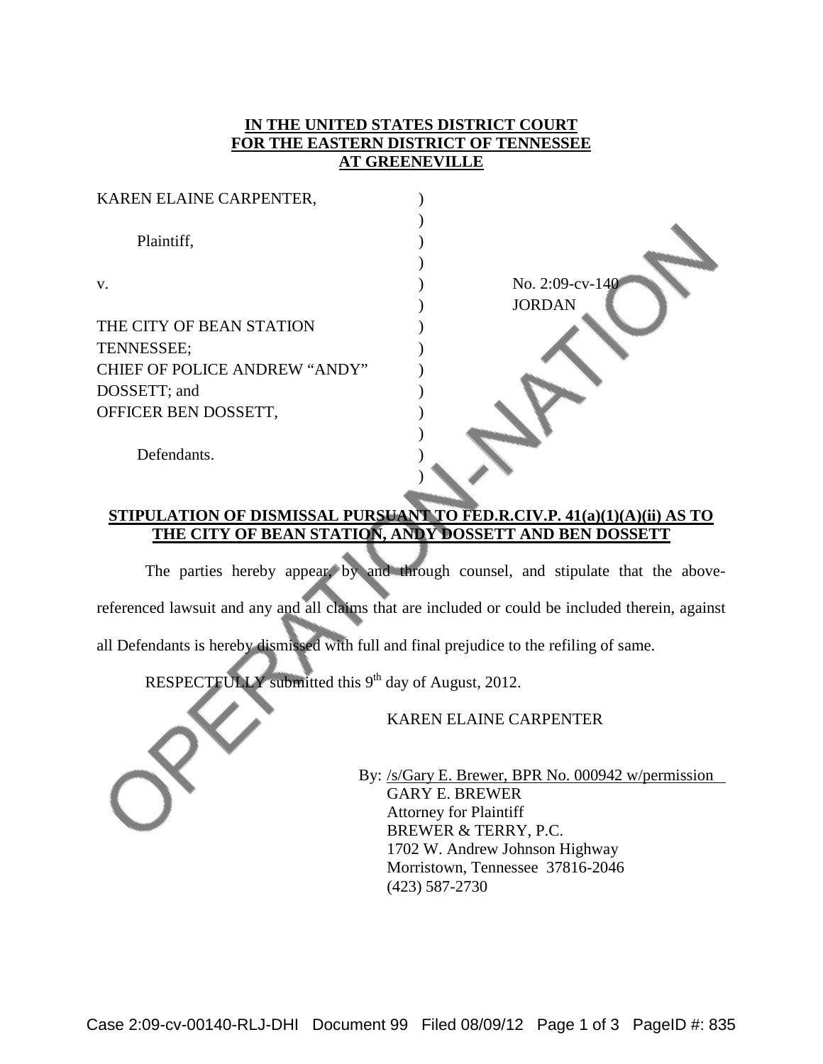**IN THE UNITED STATES DISTRICT COURT**
**FOR THE EASTERN DISTRICT OF TENNESSEE**
**AT GREENEVILLE**

KAREN ELAINE CARPENTER,

Plaintiff,

v.

THE CITY OF BEAN STATION TENNESSEE;
CHIEF OF POLICE ANDREW "ANDY" DOSSETT; and
OFFICER BEN DOSSETT,

Defendants.

No. 2:09-cv-140
JORDAN

**STIPULATION OF DISMISSAL PURSUANT TO FED.R.CIV.P. 41(a)(1)(A)(ii) AS TO THE CITY OF BEAN STATION, ANDY DOSSETT AND BEN DOSSETT**

The parties hereby appear, by and through counsel, and stipulate that the above-referenced lawsuit and any and all claims that are included or could be included therein, against all Defendants is hereby dismissed with full and final prejudice to the refiling of same.

RESPECTFULLY submitted this 9th day of August, 2012.

KAREN ELAINE CARPENTER

By: /s/Gary E. Brewer, BPR No. 000942 w/permission
GARY E. BREWER
Attorney for Plaintiff
BREWER & TERRY, P.C.
1702 W. Andrew Johnson Highway
Morristown, Tennessee 37816-2046
(423) 587-2730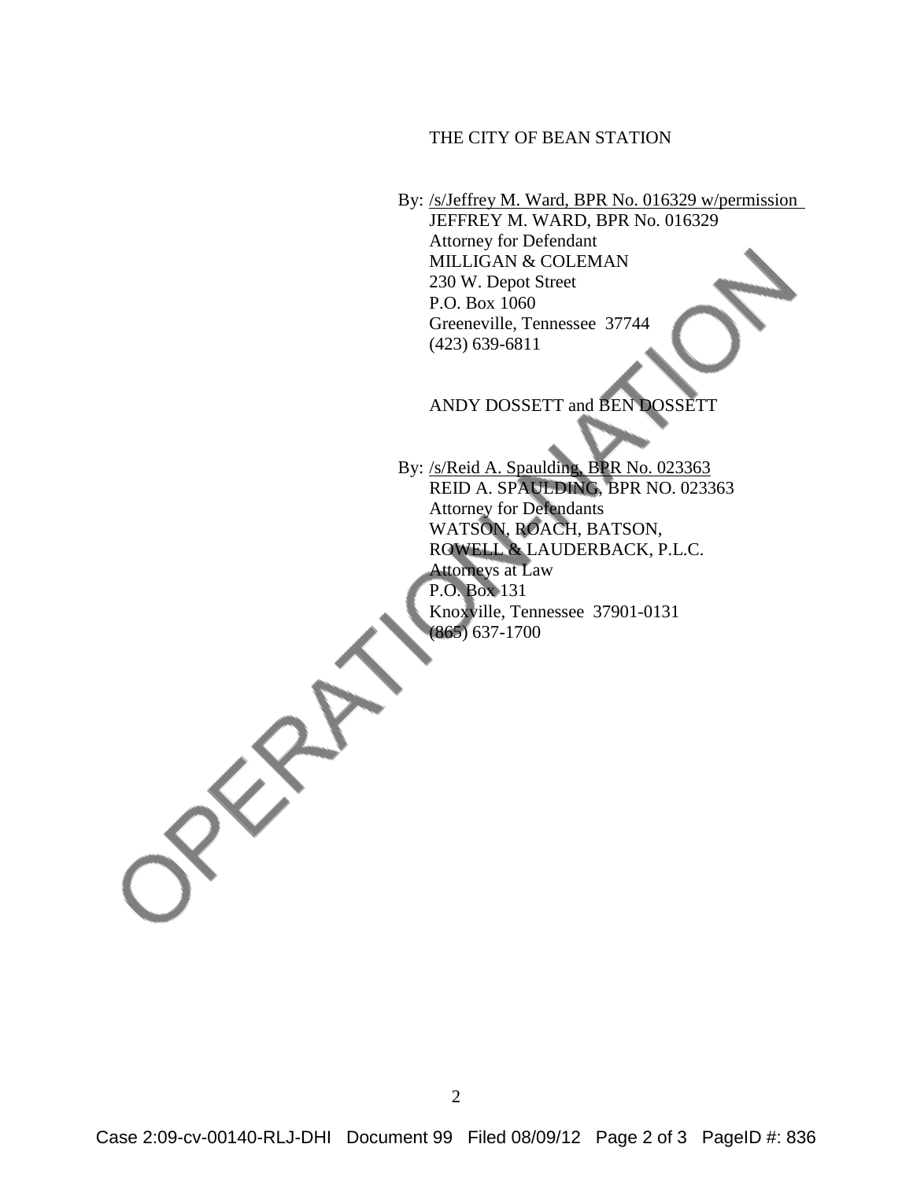THE CITY OF BEAN STATION

By: /s/Jeffrey M. Ward, BPR No. 016329 w/permission
JEFFREY M. WARD, BPR No. 016329
Attorney for Defendant
MILLIGAN & COLEMAN
230 W. Depot Street
P.O. Box 1060
Greeneville, Tennessee 37744
(423) 639-6811

ANDY DOSSETT and BEN DOSSETT

By: /s/Reid A. Spaulding, BPR No. 023363
REID A. SPAULDING, BPR NO. 023363
Attorney for Defendants
WATSON, ROACH, BATSON,
ROWELL & LAUDERBACK, P.L.C.
Attorneys at Law
P.O. Box 131
Knoxville, Tennessee 37901-0131
(865) 637-1700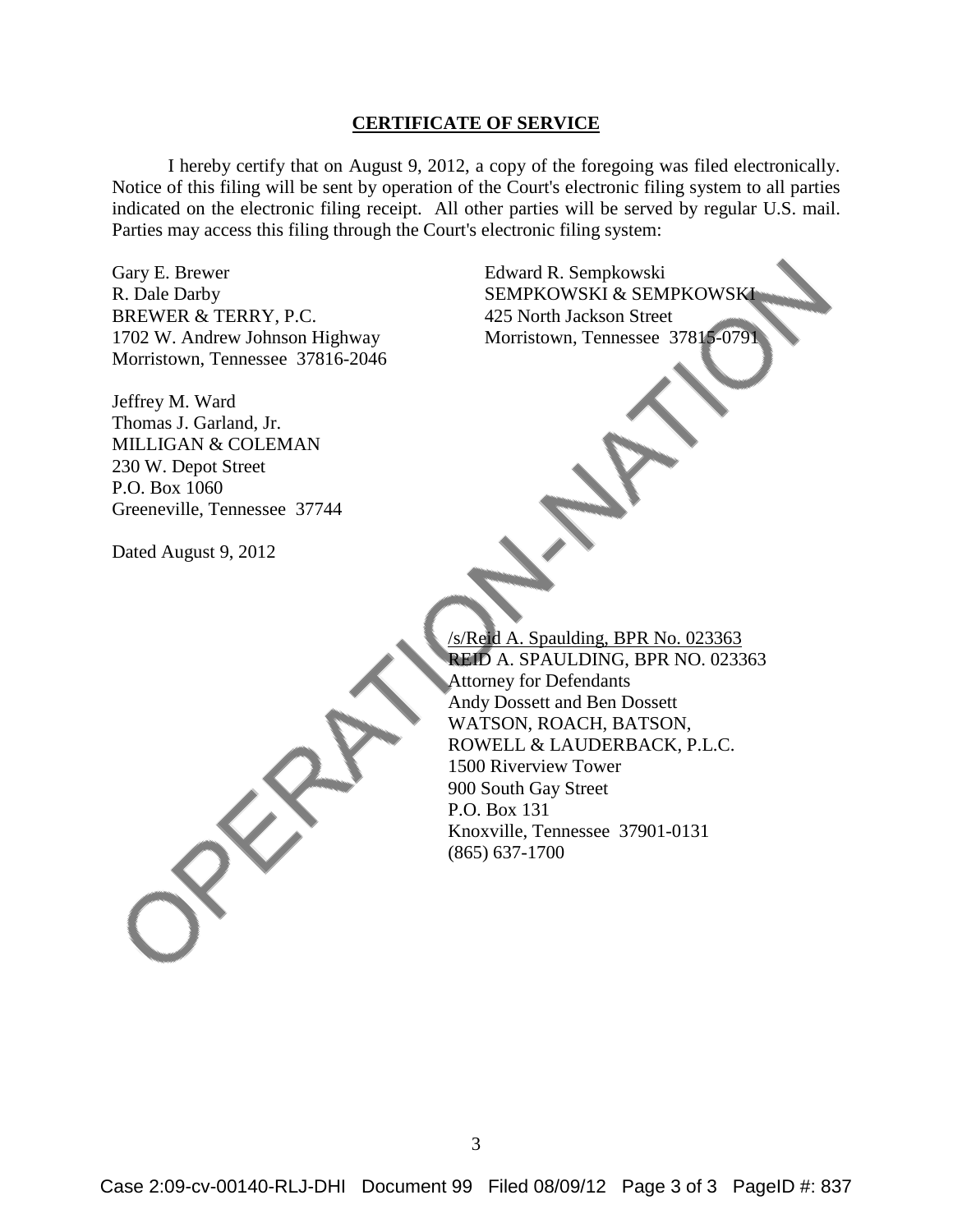## **CERTIFICATE OF SERVICE**

I hereby certify that on August 9, 2012, a copy of the foregoing was filed electronically. Notice of this filing will be sent by operation of the Court's electronic filing system to all parties indicated on the electronic filing receipt. All other parties will be served by regular U.S. mail. Parties may access this filing through the Court's electronic filing system:

Gary E. Brewer
R. Dale Darby
BREWER & TERRY, P.C.
1702 W. Andrew Johnson Highway
Morristown, Tennessee 37816-2046

Edward R. Sempkowski
SEMPKOWSKI & SEMPKOWSKI
425 North Jackson Street
Morristown, Tennessee 37815-0791

Jeffrey M. Ward
Thomas J. Garland, Jr.
MILLIGAN & COLEMAN
230 W. Depot Street
P.O. Box 1060
Greeneville, Tennessee 37744

Dated August 9, 2012

/s/Reid A. Spaulding, BPR No. 023363
REID A. SPAULDING, BPR NO. 023363
Attorney for Defendants
Andy Dossett and Ben Dossett
WATSON, ROACH, BATSON,
ROWELL & LAUDERBACK, P.L.C.
1500 Riverview Tower
900 South Gay Street
P.O. Box 131
Knoxville, Tennessee 37901-0131
(865) 637-1700